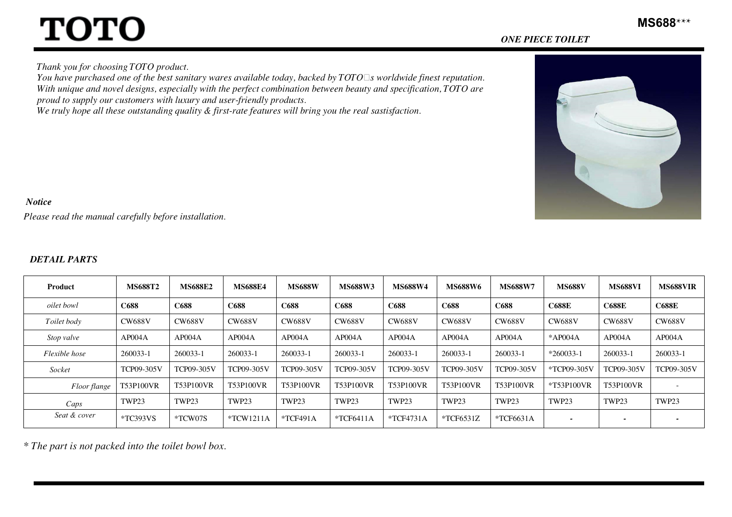# TOTO

**MS688\*\*\***

***ONE PIECE TOILET***

*Thank you for choosing TOTO product.*
*You have purchased one of the best sanitary wares available today, backed by TOTO□s worldwide finest reputation.*
*With unique and novel designs, especially with the perfect combination between beauty and specification, TOTO are proud to supply our customers with luxury and user-friendly products.*
*We truly hope all these outstanding quality & first-rate features will bring you the real sastisfaction.*

***Notice***

*Please read the manual carefully before installation.*

## *DETAIL PARTS*

| Product | MS688T2 | MS688E2 | MS688E4 | MS688W | MS688W3 | MS688W4 | MS688W6 | MS688W7 | MS688V | MS688VI | MS688VIR |
|---|---|---|---|---|---|---|---|---|---|---|---|
| *oilet bowl* | **C688** | **C688** | **C688** | **C688** | **C688** | **C688** | **C688** | **C688** | **C688E** | **C688E** | **C688E** |
| *Toilet body* | CW688V | CW688V | CW688V | CW688V | CW688V | CW688V | CW688V | CW688V | CW688V | CW688V | CW688V |
| *Stop valve* | AP004A | AP004A | AP004A | AP004A | AP004A | AP004A | AP004A | AP004A | *AP004A | AP004A | AP004A |
| *Flexible hose* | 260033-1 | 260033-1 | 260033-1 | 260033-1 | 260033-1 | 260033-1 | 260033-1 | 260033-1 | *260033-1 | 260033-1 | 260033-1 |
| *Socket* | TCP09-305V | TCP09-305V | TCP09-305V | TCP09-305V | TCP09-305V | TCP09-305V | TCP09-305V | TCP09-305V | *TCP09-305V | TCP09-305V | TCP09-305V |
| *Floor flange* | T53P100VR | T53P100VR | T53P100VR | T53P100VR | T53P100VR | T53P100VR | T53P100VR | T53P100VR | *T53P100VR | T53P100VR | - |
| *Caps* | TWP23 | TWP23 | TWP23 | TWP23 | TWP23 | TWP23 | TWP23 | TWP23 | TWP23 | TWP23 | TWP23 |
| *Seat & cover* | *TC393VS | *TCW07S | *TCW1211A | *TCF491A | *TCF6411A | *TCF4731A | *TCF6531Z | *TCF6631A | - | - | - |

*\* The part is not packed into the toilet bowl box.*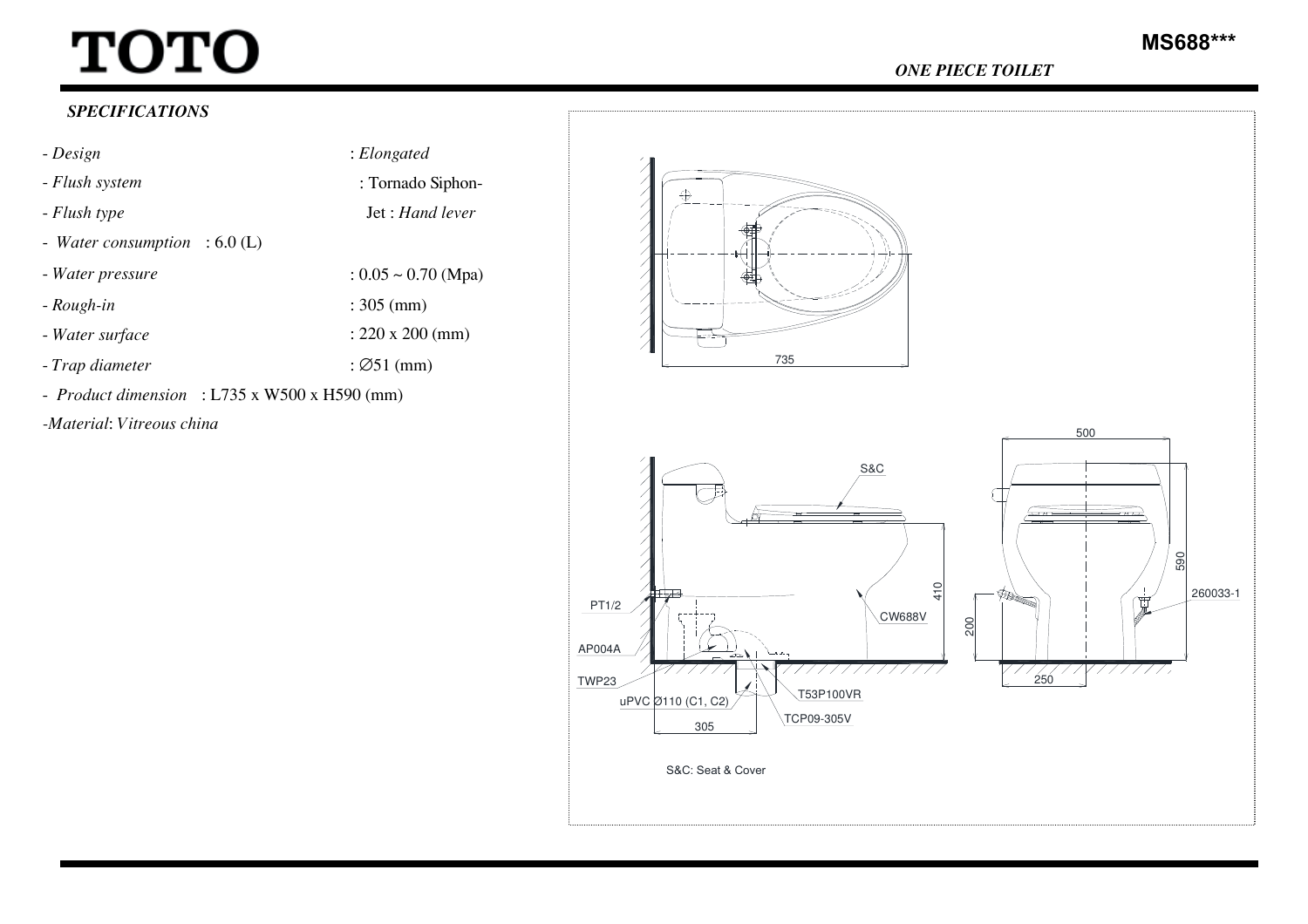# TOTO

**MS688*****

***ONE PIECE TOILET***

## *SPECIFICATIONS*

- *Design* : *Elongated*
- *Flush system* : Tornado Siphon-Jet
- *Flush type* : *Hand lever*
- *Water consumption* : 6.0 (L)
- *Water pressure* : 0.05 ~ 0.70 (Mpa)
- *Rough-in* : 305 (mm)
- *Water surface* : 220 x 200 (mm)
- *Trap diameter* : ∅51 (mm)
- *Product dimension* : L735 x W500 x H590 (mm)
- *Material*: *Vitreous china*

735

500

S&C

590

410

260033-1

PT1/2

CW688V

200

AP004A

TWP23

250

T53P100VR

uPVC Ø110 (C1, C2)

TCP09-305V

305

S&C: Seat & Cover